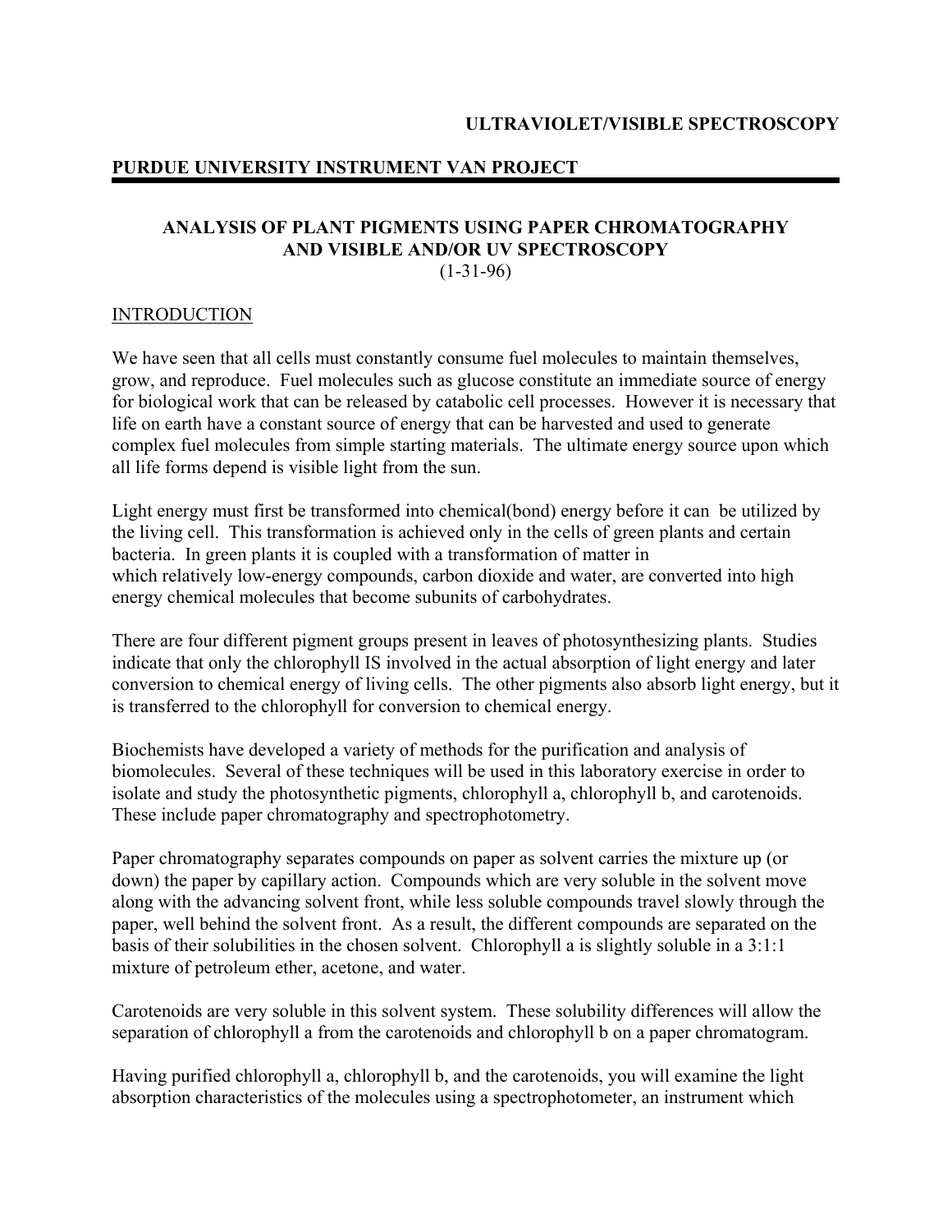**ULTRAVIOLET/VISIBLE SPECTROSCOPY**

**PURDUE UNIVERSITY INSTRUMENT VAN PROJECT**

# ANALYSIS OF PLANT PIGMENTS USING PAPER CHROMATOGRAPHY AND VISIBLE AND/OR UV SPECTROSCOPY

(1-31-96)

## INTRODUCTION

We have seen that all cells must constantly consume fuel molecules to maintain themselves, grow, and reproduce. Fuel molecules such as glucose constitute an immediate source of energy for biological work that can be released by catabolic cell processes. However it is necessary that life on earth have a constant source of energy that can be harvested and used to generate complex fuel molecules from simple starting materials. The ultimate energy source upon which all life forms depend is visible light from the sun.

Light energy must first be transformed into chemical(bond) energy before it can be utilized by the living cell. This transformation is achieved only in the cells of green plants and certain bacteria. In green plants it is coupled with a transformation of matter in which relatively low-energy compounds, carbon dioxide and water, are converted into high energy chemical molecules that become subunits of carbohydrates.

There are four different pigment groups present in leaves of photosynthesizing plants. Studies indicate that only the chlorophyll IS involved in the actual absorption of light energy and later conversion to chemical energy of living cells. The other pigments also absorb light energy, but it is transferred to the chlorophyll for conversion to chemical energy.

Biochemists have developed a variety of methods for the purification and analysis of biomolecules. Several of these techniques will be used in this laboratory exercise in order to isolate and study the photosynthetic pigments, chlorophyll a, chlorophyll b, and carotenoids. These include paper chromatography and spectrophotometry.

Paper chromatography separates compounds on paper as solvent carries the mixture up (or down) the paper by capillary action. Compounds which are very soluble in the solvent move along with the advancing solvent front, while less soluble compounds travel slowly through the paper, well behind the solvent front. As a result, the different compounds are separated on the basis of their solubilities in the chosen solvent. Chlorophyll a is slightly soluble in a 3:1:1 mixture of petroleum ether, acetone, and water.

Carotenoids are very soluble in this solvent system. These solubility differences will allow the separation of chlorophyll a from the carotenoids and chlorophyll b on a paper chromatogram.

Having purified chlorophyll a, chlorophyll b, and the carotenoids, you will examine the light absorption characteristics of the molecules using a spectrophotometer, an instrument which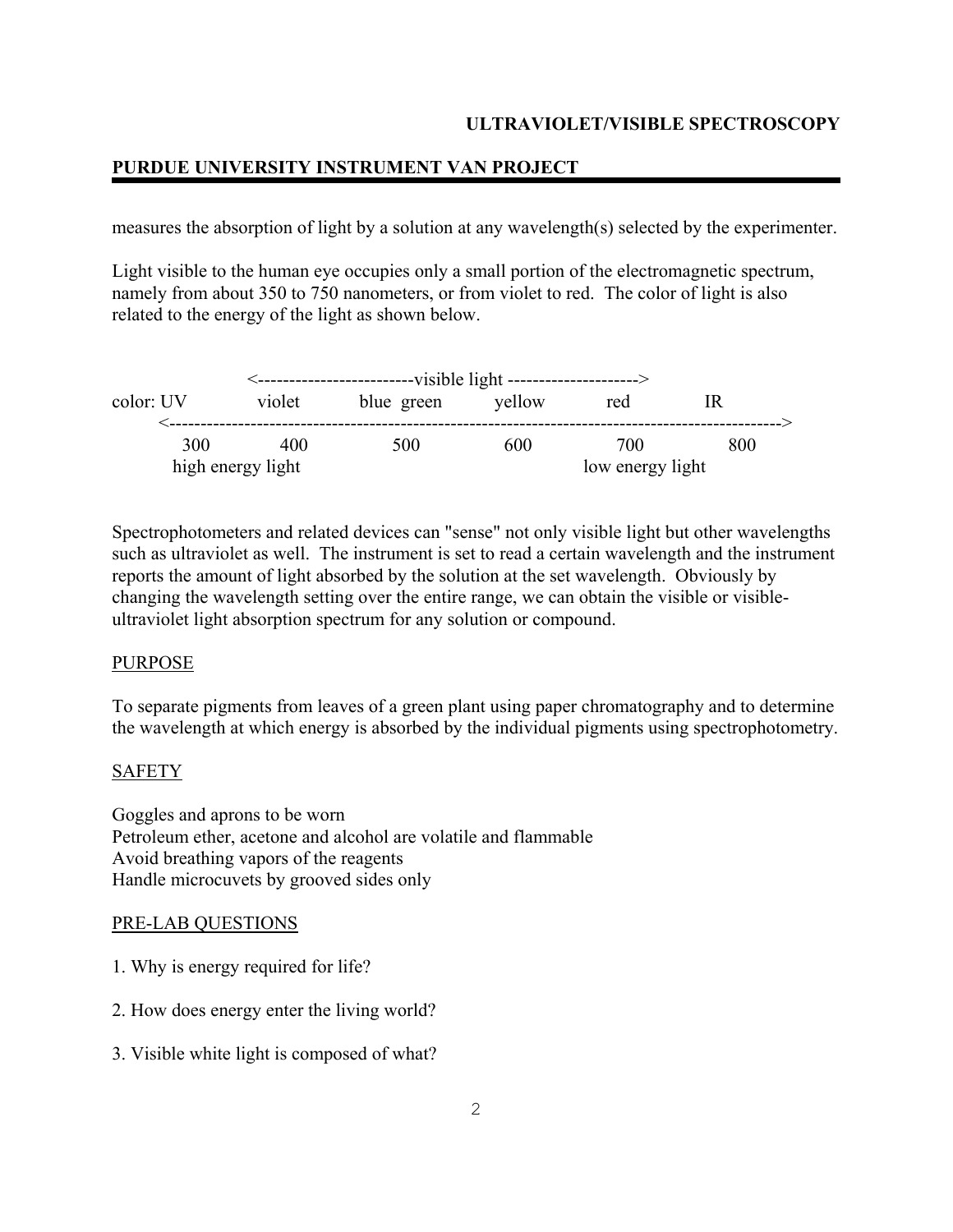measures the absorption of light by a solution at any wavelength(s) selected by the experimenter.

Light visible to the human eye occupies only a small portion of the electromagnetic spectrum, namely from about 350 to 750 nanometers, or from violet to red. The color of light is also related to the energy of the light as shown below.

```
                  <-------------------------visible light --------------------->
color: UV         violet       blue  green       yellow         red            IR
       <---------------------------------------------------------------------------------------------->
         300          400            500              600              700             800
       high energy light                                          low energy light
```

Spectrophotometers and related devices can "sense" not only visible light but other wavelengths such as ultraviolet as well. The instrument is set to read a certain wavelength and the instrument reports the amount of light absorbed by the solution at the set wavelength. Obviously by changing the wavelength setting over the entire range, we can obtain the visible or visible-ultraviolet light absorption spectrum for any solution or compound.

## PURPOSE

To separate pigments from leaves of a green plant using paper chromatography and to determine the wavelength at which energy is absorbed by the individual pigments using spectrophotometry.

## SAFETY

Goggles and aprons to be worn
Petroleum ether, acetone and alcohol are volatile and flammable
Avoid breathing vapors of the reagents
Handle microcuvets by grooved sides only

## PRE-LAB QUESTIONS

1. Why is energy required for life?

2. How does energy enter the living world?

3. Visible white light is composed of what?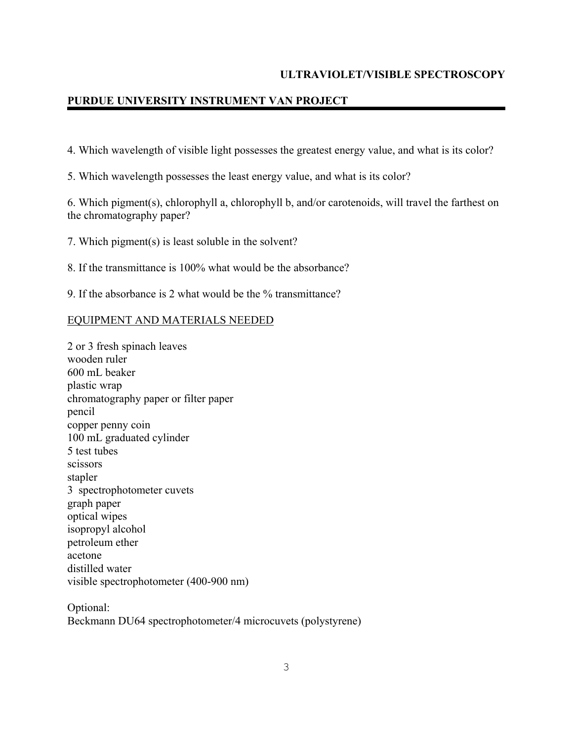4. Which wavelength of visible light possesses the greatest energy value, and what is its color?

5. Which wavelength possesses the least energy value, and what is its color?

6. Which pigment(s), chlorophyll a, chlorophyll b, and/or carotenoids, will travel the farthest on the chromatography paper?

7. Which pigment(s) is least soluble in the solvent?

8. If the transmittance is 100% what would be the absorbance?

9. If the absorbance is 2 what would be the % transmittance?

## EQUIPMENT AND MATERIALS NEEDED

2 or 3 fresh spinach leaves
wooden ruler
600 mL beaker
plastic wrap
chromatography paper or filter paper
pencil
copper penny coin
100 mL graduated cylinder
5 test tubes
scissors
stapler
3 spectrophotometer cuvets
graph paper
optical wipes
isopropyl alcohol
petroleum ether
acetone
distilled water
visible spectrophotometer (400-900 nm)

Optional:
Beckmann DU64 spectrophotometer/4 microcuvets (polystyrene)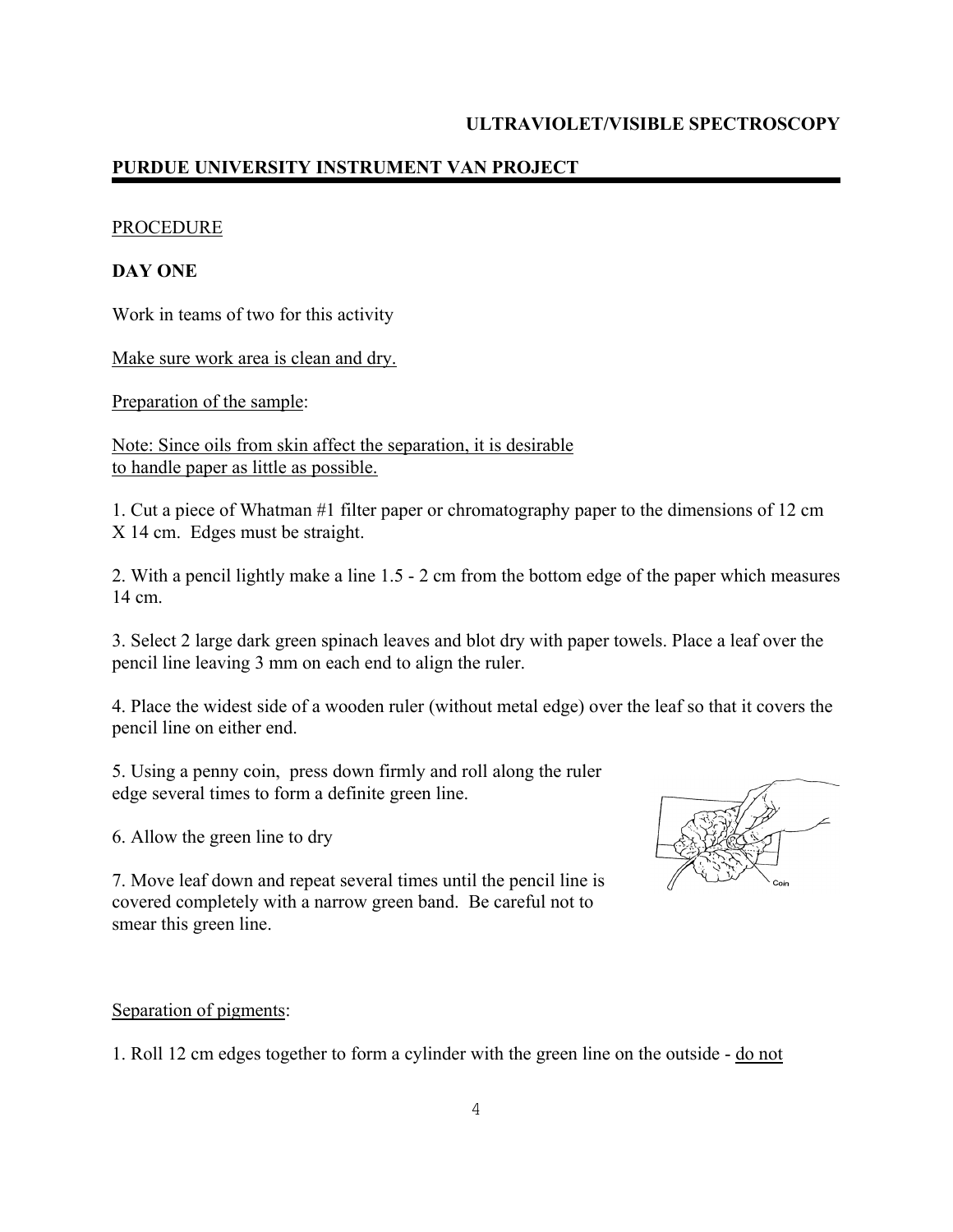**ULTRAVIOLET/VISIBLE SPECTROSCOPY**

**PURDUE UNIVERSITY INSTRUMENT VAN PROJECT**

PROCEDURE

**DAY ONE**

Work in teams of two for this activity

Make sure work area is clean and dry.

Preparation of the sample:

Note: Since oils from skin affect the separation, it is desirable to handle paper as little as possible.

1. Cut a piece of Whatman #1 filter paper or chromatography paper to the dimensions of 12 cm X 14 cm. Edges must be straight.

2. With a pencil lightly make a line 1.5 - 2 cm from the bottom edge of the paper which measures 14 cm.

3. Select 2 large dark green spinach leaves and blot dry with paper towels. Place a leaf over the pencil line leaving 3 mm on each end to align the ruler.

4. Place the widest side of a wooden ruler (without metal edge) over the leaf so that it covers the pencil line on either end.

5. Using a penny coin, press down firmly and roll along the ruler edge several times to form a definite green line.

6. Allow the green line to dry

7. Move leaf down and repeat several times until the pencil line is covered completely with a narrow green band. Be careful not to smear this green line.

Separation of pigments:

1. Roll 12 cm edges together to form a cylinder with the green line on the outside - do not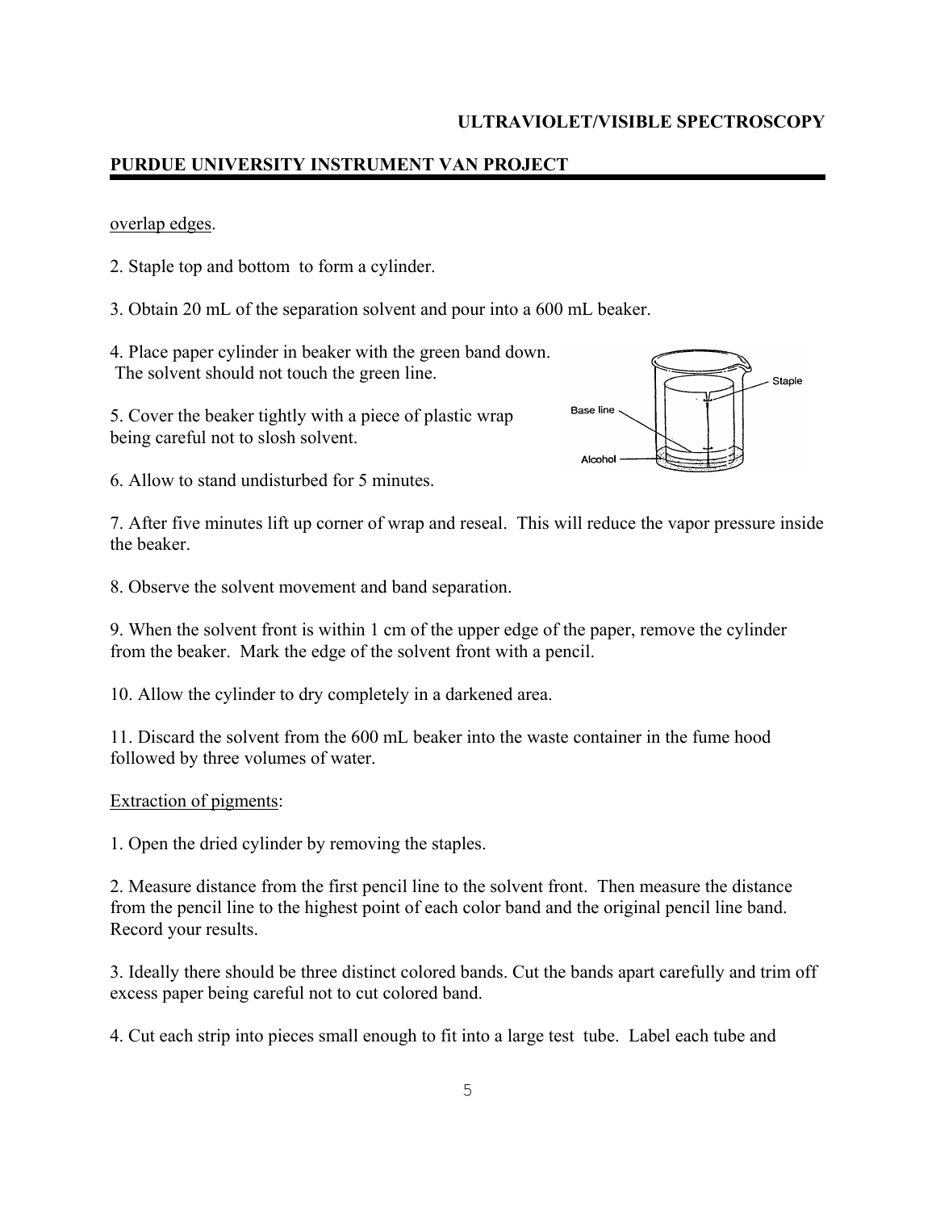overlap edges.

2. Staple top and bottom to form a cylinder.

3. Obtain 20 mL of the separation solvent and pour into a 600 mL beaker.

4. Place paper cylinder in beaker with the green band down. The solvent should not touch the green line.

5. Cover the beaker tightly with a piece of plastic wrap being careful not to slosh solvent.

6. Allow to stand undisturbed for 5 minutes.

7. After five minutes lift up corner of wrap and reseal. This will reduce the vapor pressure inside the beaker.

8. Observe the solvent movement and band separation.

9. When the solvent front is within 1 cm of the upper edge of the paper, remove the cylinder from the beaker. Mark the edge of the solvent front with a pencil.

10. Allow the cylinder to dry completely in a darkened area.

11. Discard the solvent from the 600 mL beaker into the waste container in the fume hood followed by three volumes of water.

Extraction of pigments:

1. Open the dried cylinder by removing the staples.

2. Measure distance from the first pencil line to the solvent front. Then measure the distance from the pencil line to the highest point of each color band and the original pencil line band. Record your results.

3. Ideally there should be three distinct colored bands. Cut the bands apart carefully and trim off excess paper being careful not to cut colored band.

4. Cut each strip into pieces small enough to fit into a large test tube. Label each tube and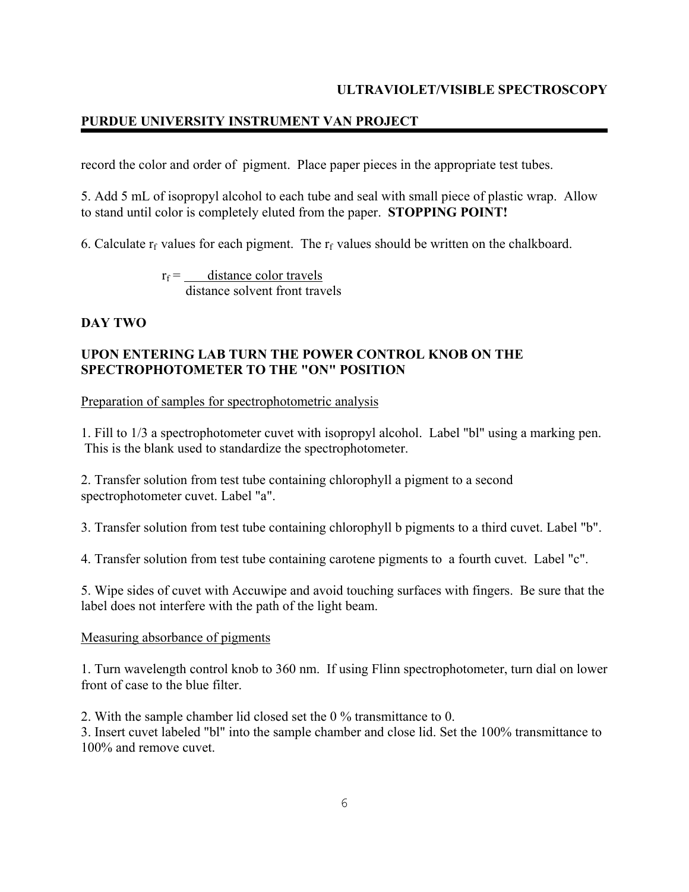record the color and order of pigment. Place paper pieces in the appropriate test tubes.

5. Add 5 mL of isopropyl alcohol to each tube and seal with small piece of plastic wrap. Allow to stand until color is completely eluted from the paper. **STOPPING POINT!**

6. Calculate $r_f$ values for each pigment. The $r_f$ values should be written on the chalkboard.

$$r_f = \frac{\text{distance color travels}}{\text{distance solvent front travels}}$$

## DAY TWO

### UPON ENTERING LAB TURN THE POWER CONTROL KNOB ON THE SPECTROPHOTOMETER TO THE "ON" POSITION

Preparation of samples for spectrophotometric analysis

1. Fill to 1/3 a spectrophotometer cuvet with isopropyl alcohol. Label "bl" using a marking pen. This is the blank used to standardize the spectrophotometer.

2. Transfer solution from test tube containing chlorophyll a pigment to a second spectrophotometer cuvet. Label "a".

3. Transfer solution from test tube containing chlorophyll b pigments to a third cuvet. Label "b".

4. Transfer solution from test tube containing carotene pigments to a fourth cuvet. Label "c".

5. Wipe sides of cuvet with Accuwipe and avoid touching surfaces with fingers. Be sure that the label does not interfere with the path of the light beam.

Measuring absorbance of pigments

1. Turn wavelength control knob to 360 nm. If using Flinn spectrophotometer, turn dial on lower front of case to the blue filter.

2. With the sample chamber lid closed set the 0 % transmittance to 0.

3. Insert cuvet labeled "bl" into the sample chamber and close lid. Set the 100% transmittance to 100% and remove cuvet.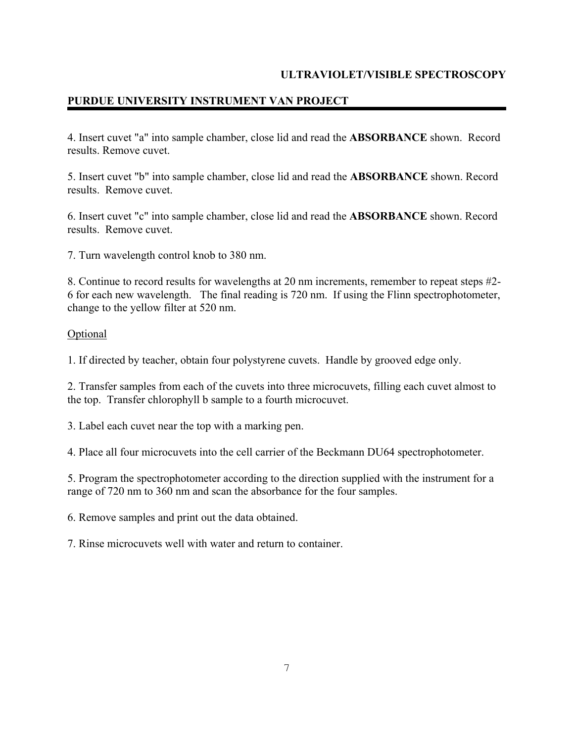4. Insert cuvet "a" into sample chamber, close lid and read the **ABSORBANCE** shown. Record results. Remove cuvet.

5. Insert cuvet "b" into sample chamber, close lid and read the **ABSORBANCE** shown. Record results. Remove cuvet.

6. Insert cuvet "c" into sample chamber, close lid and read the **ABSORBANCE** shown. Record results. Remove cuvet.

7. Turn wavelength control knob to 380 nm.

8. Continue to record results for wavelengths at 20 nm increments, remember to repeat steps #2-6 for each new wavelength. The final reading is 720 nm. If using the Flinn spectrophotometer, change to the yellow filter at 520 nm.

<u>Optional</u>

1. If directed by teacher, obtain four polystyrene cuvets. Handle by grooved edge only.

2. Transfer samples from each of the cuvets into three microcuvets, filling each cuvet almost to the top. Transfer chlorophyll b sample to a fourth microcuvet.

3. Label each cuvet near the top with a marking pen.

4. Place all four microcuvets into the cell carrier of the Beckmann DU64 spectrophotometer.

5. Program the spectrophotometer according to the direction supplied with the instrument for a range of 720 nm to 360 nm and scan the absorbance for the four samples.

6. Remove samples and print out the data obtained.

7. Rinse microcuvets well with water and return to container.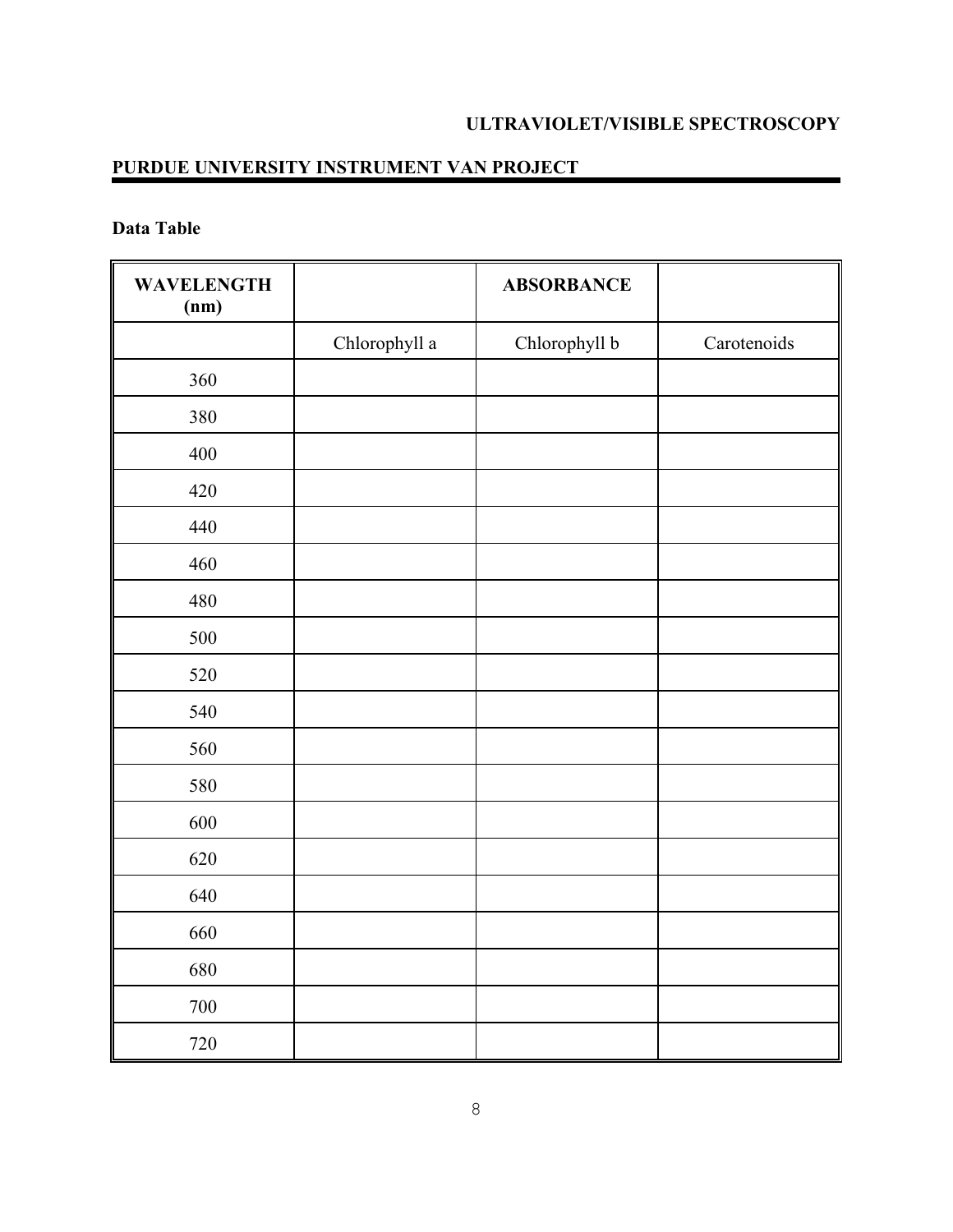## Data Table

| WAVELENGTH (nm) | | ABSORBANCE | |
|---|---|---|---|
| | Chlorophyll a | Chlorophyll b | Carotenoids |
| 360 | | | |
| 380 | | | |
| 400 | | | |
| 420 | | | |
| 440 | | | |
| 460 | | | |
| 480 | | | |
| 500 | | | |
| 520 | | | |
| 540 | | | |
| 560 | | | |
| 580 | | | |
| 600 | | | |
| 620 | | | |
| 640 | | | |
| 660 | | | |
| 680 | | | |
| 700 | | | |
| 720 | | | |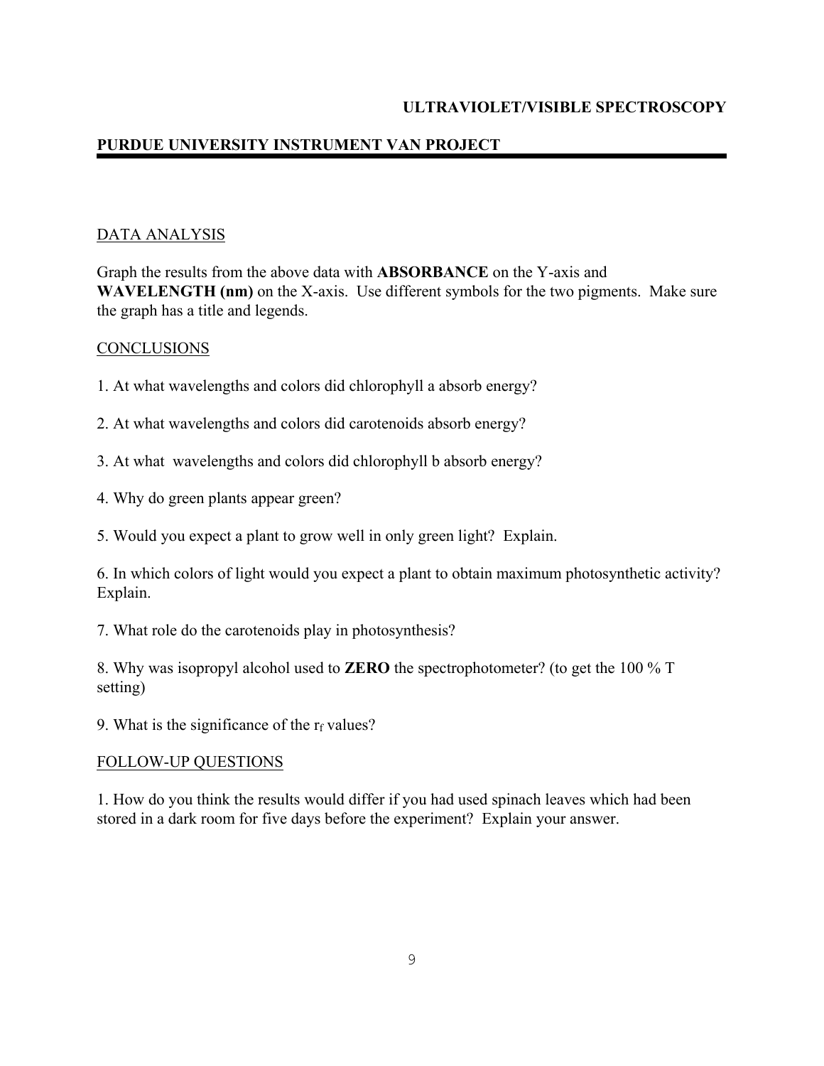## DATA ANALYSIS

Graph the results from the above data with **ABSORBANCE** on the Y-axis and **WAVELENGTH (nm)** on the X-axis. Use different symbols for the two pigments. Make sure the graph has a title and legends.

## CONCLUSIONS

1. At what wavelengths and colors did chlorophyll a absorb energy?

2. At what wavelengths and colors did carotenoids absorb energy?

3. At what wavelengths and colors did chlorophyll b absorb energy?

4. Why do green plants appear green?

5. Would you expect a plant to grow well in only green light? Explain.

6. In which colors of light would you expect a plant to obtain maximum photosynthetic activity? Explain.

7. What role do the carotenoids play in photosynthesis?

8. Why was isopropyl alcohol used to **ZERO** the spectrophotometer? (to get the 100 % T setting)

9. What is the significance of the $r_f$ values?

## FOLLOW-UP QUESTIONS

1. How do you think the results would differ if you had used spinach leaves which had been stored in a dark room for five days before the experiment? Explain your answer.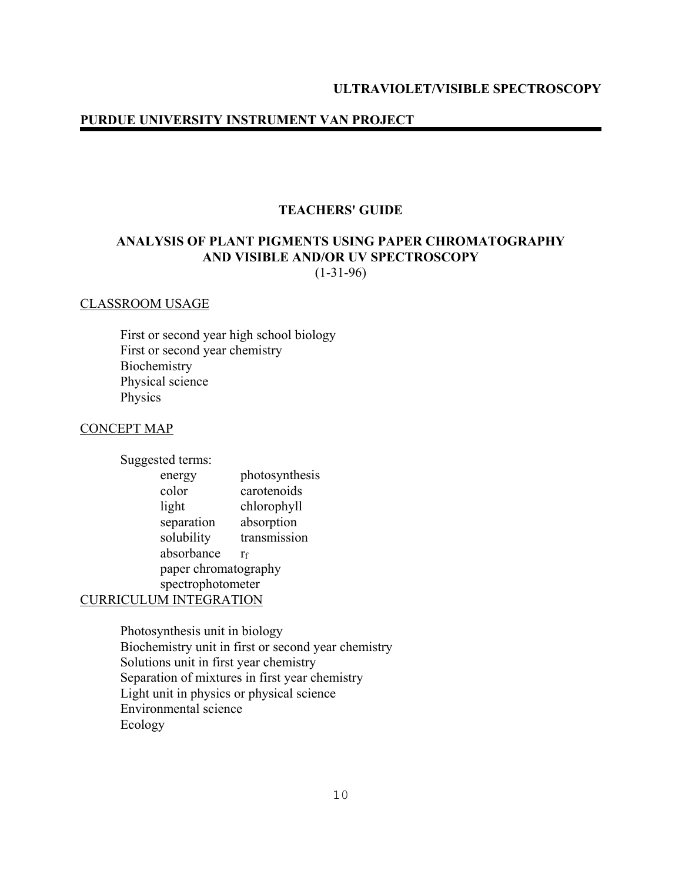**ULTRAVIOLET/VISIBLE SPECTROSCOPY**

**PURDUE UNIVERSITY INSTRUMENT VAN PROJECT**

## TEACHERS' GUIDE

## ANALYSIS OF PLANT PIGMENTS USING PAPER CHROMATOGRAPHY AND VISIBLE AND/OR UV SPECTROSCOPY

(1-31-96)

### CLASSROOM USAGE

First or second year high school biology
First or second year chemistry
Biochemistry
Physical science
Physics

### CONCEPT MAP

Suggested terms:

| | |
|---|---|
| energy | photosynthesis |
| color | carotenoids |
| light | chlorophyll |
| separation | absorption |
| solubility | transmission |
| absorbance | $r_f$ |
| paper chromatography | |
| spectrophotometer | |

### CURRICULUM INTEGRATION

Photosynthesis unit in biology
Biochemistry unit in first or second year chemistry
Solutions unit in first year chemistry
Separation of mixtures in first year chemistry
Light unit in physics or physical science
Environmental science
Ecology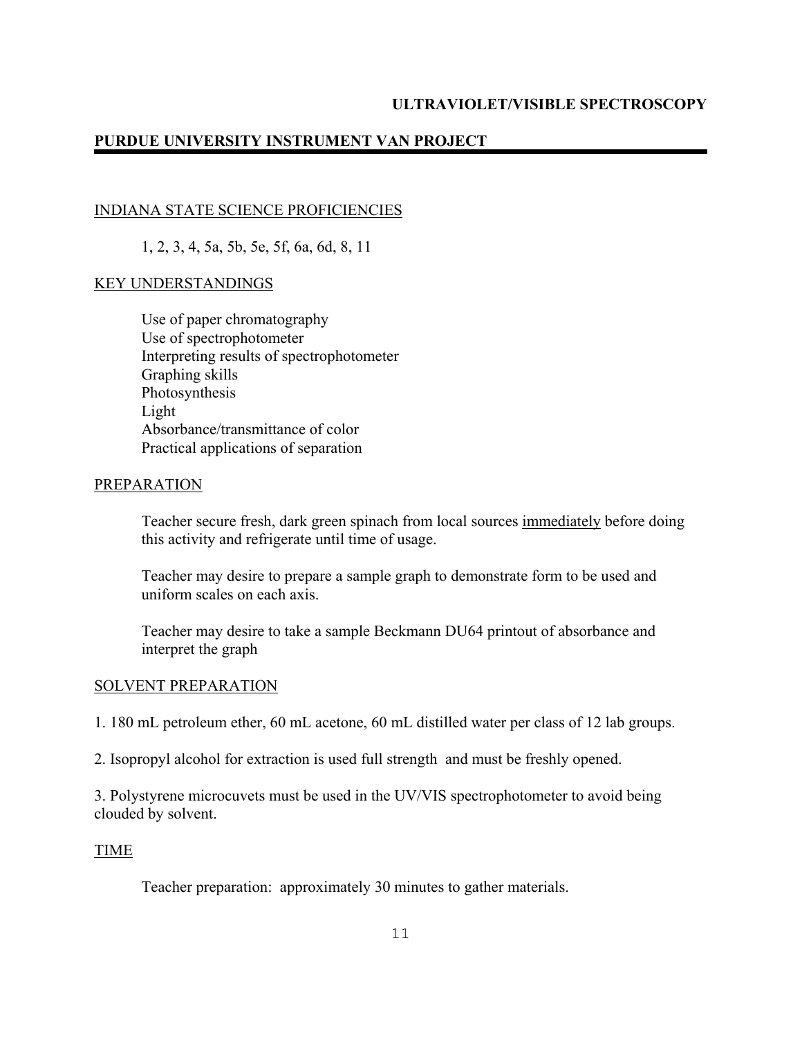**ULTRAVIOLET/VISIBLE SPECTROSCOPY**

**PURDUE UNIVERSITY INSTRUMENT VAN PROJECT**

## INDIANA STATE SCIENCE PROFICIENCIES

1, 2, 3, 4, 5a, 5b, 5e, 5f, 6a, 6d, 8, 11

## KEY UNDERSTANDINGS

Use of paper chromatography
Use of spectrophotometer
Interpreting results of spectrophotometer
Graphing skills
Photosynthesis
Light
Absorbance/transmittance of color
Practical applications of separation

## PREPARATION

Teacher secure fresh, dark green spinach from local sources immediately before doing this activity and refrigerate until time of usage.

Teacher may desire to prepare a sample graph to demonstrate form to be used and uniform scales on each axis.

Teacher may desire to take a sample Beckmann DU64 printout of absorbance and interpret the graph

## SOLVENT PREPARATION

1. 180 mL petroleum ether, 60 mL acetone, 60 mL distilled water per class of 12 lab groups.

2. Isopropyl alcohol for extraction is used full strength and must be freshly opened.

3. Polystyrene microcuvets must be used in the UV/VIS spectrophotometer to avoid being clouded by solvent.

## TIME

Teacher preparation: approximately 30 minutes to gather materials.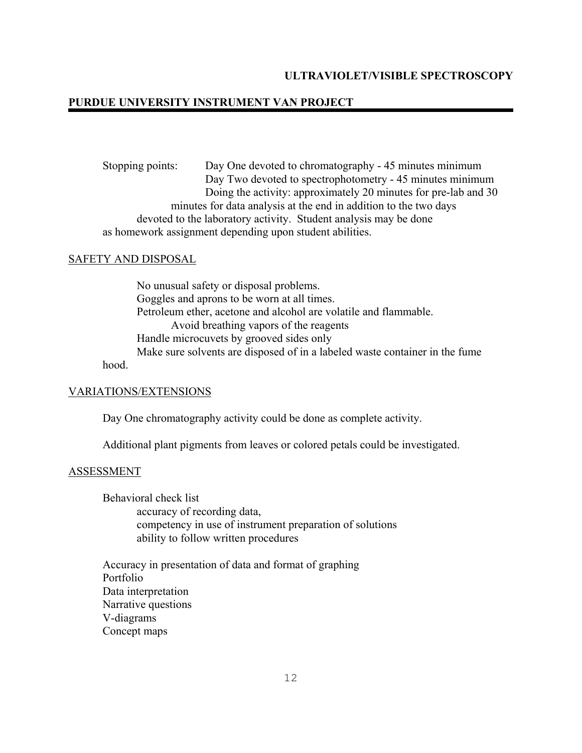Stopping points: Day One devoted to chromatography - 45 minutes minimum
Day Two devoted to spectrophotometry - 45 minutes minimum
Doing the activity: approximately 20 minutes for pre-lab and 30 minutes for data analysis at the end in addition to the two days devoted to the laboratory activity. Student analysis may be done as homework assignment depending upon student abilities.

## SAFETY AND DISPOSAL

No unusual safety or disposal problems.
Goggles and aprons to be worn at all times.
Petroleum ether, acetone and alcohol are volatile and flammable.
Avoid breathing vapors of the reagents
Handle microcuvets by grooved sides only
Make sure solvents are disposed of in a labeled waste container in the fume hood.

## VARIATIONS/EXTENSIONS

Day One chromatography activity could be done as complete activity.

Additional plant pigments from leaves or colored petals could be investigated.

## ASSESSMENT

Behavioral check list
- accuracy of recording data,
- competency in use of instrument preparation of solutions
- ability to follow written procedures

Accuracy in presentation of data and format of graphing
Portfolio
Data interpretation
Narrative questions
V-diagrams
Concept maps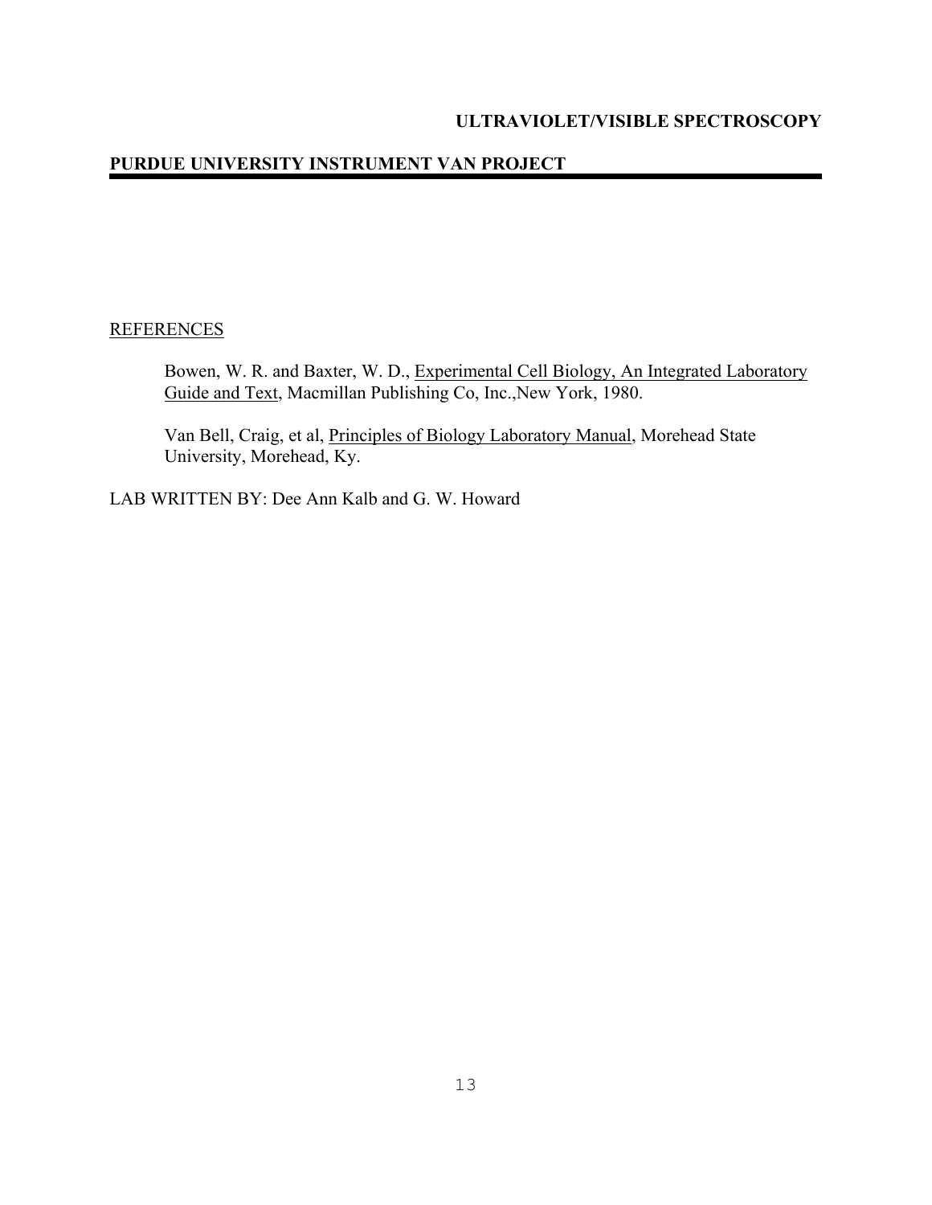## REFERENCES

Bowen, W. R. and Baxter, W. D., Experimental Cell Biology, An Integrated Laboratory Guide and Text, Macmillan Publishing Co, Inc.,New York, 1980.

Van Bell, Craig, et al, Principles of Biology Laboratory Manual, Morehead State University, Morehead, Ky.

LAB WRITTEN BY: Dee Ann Kalb and G. W. Howard